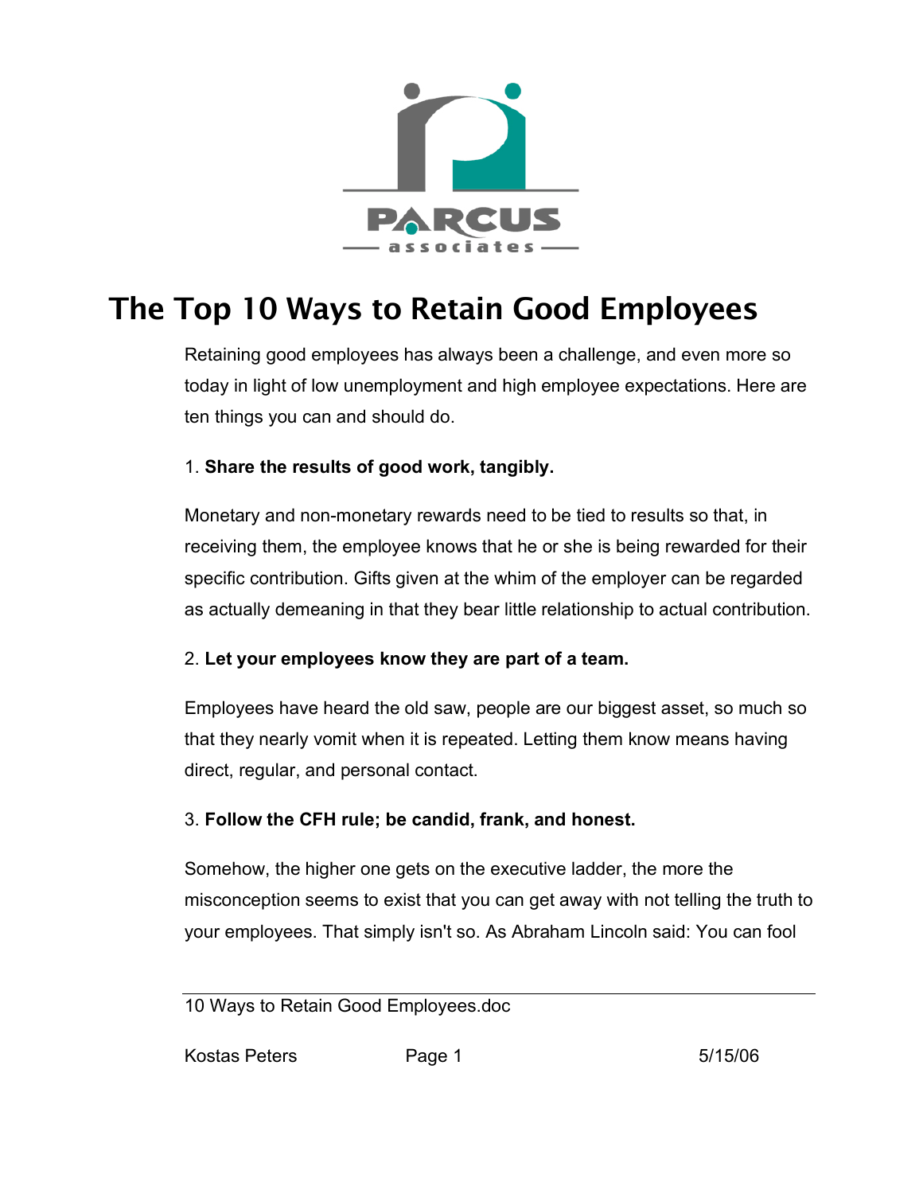PARCUS associates

# The Top 10 Ways to Retain Good Employees

Retaining good employees has always been a challenge, and even more so today in light of low unemployment and high employee expectations. Here are ten things you can and should do.

1. **Share the results of good work, tangibly.**

Monetary and non-monetary rewards need to be tied to results so that, in receiving them, the employee knows that he or she is being rewarded for their specific contribution. Gifts given at the whim of the employer can be regarded as actually demeaning in that they bear little relationship to actual contribution.

2. **Let your employees know they are part of a team.**

Employees have heard the old saw, people are our biggest asset, so much so that they nearly vomit when it is repeated. Letting them know means having direct, regular, and personal contact.

3. **Follow the CFH rule; be candid, frank, and honest.**

Somehow, the higher one gets on the executive ladder, the more the misconception seems to exist that you can get away with not telling the truth to your employees. That simply isn't so. As Abraham Lincoln said: You can fool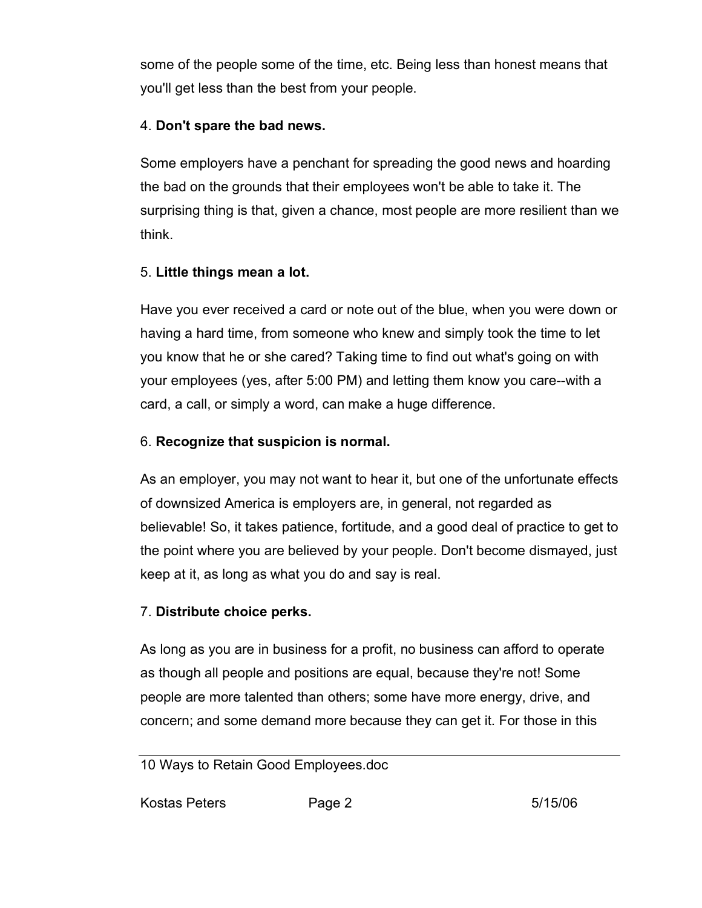some of the people some of the time, etc. Being less than honest means that you'll get less than the best from your people.

4. **Don't spare the bad news.**

Some employers have a penchant for spreading the good news and hoarding the bad on the grounds that their employees won't be able to take it. The surprising thing is that, given a chance, most people are more resilient than we think.

5. **Little things mean a lot.**

Have you ever received a card or note out of the blue, when you were down or having a hard time, from someone who knew and simply took the time to let you know that he or she cared? Taking time to find out what's going on with your employees (yes, after 5:00 PM) and letting them know you care--with a card, a call, or simply a word, can make a huge difference.

6. **Recognize that suspicion is normal.**

As an employer, you may not want to hear it, but one of the unfortunate effects of downsized America is employers are, in general, not regarded as believable! So, it takes patience, fortitude, and a good deal of practice to get to the point where you are believed by your people. Don't become dismayed, just keep at it, as long as what you do and say is real.

7. **Distribute choice perks.**

As long as you are in business for a profit, no business can afford to operate as though all people and positions are equal, because they're not! Some people are more talented than others; some have more energy, drive, and concern; and some demand more because they can get it. For those in this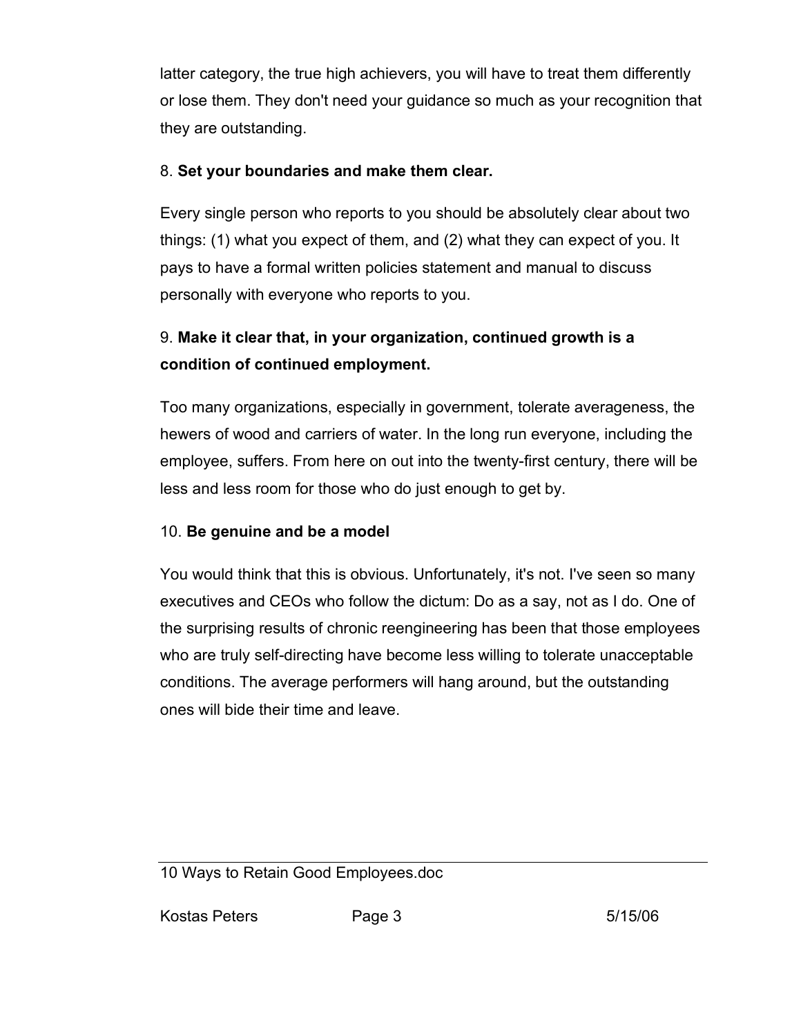latter category, the true high achievers, you will have to treat them differently or lose them. They don't need your guidance so much as your recognition that they are outstanding.

8. **Set your boundaries and make them clear.**

Every single person who reports to you should be absolutely clear about two things: (1) what you expect of them, and (2) what they can expect of you. It pays to have a formal written policies statement and manual to discuss personally with everyone who reports to you.

9. **Make it clear that, in your organization, continued growth is a condition of continued employment.**

Too many organizations, especially in government, tolerate averageness, the hewers of wood and carriers of water. In the long run everyone, including the employee, suffers. From here on out into the twenty-first century, there will be less and less room for those who do just enough to get by.

10. **Be genuine and be a model**

You would think that this is obvious. Unfortunately, it's not. I've seen so many executives and CEOs who follow the dictum: Do as a say, not as I do. One of the surprising results of chronic reengineering has been that those employees who are truly self-directing have become less willing to tolerate unacceptable conditions. The average performers will hang around, but the outstanding ones will bide their time and leave.